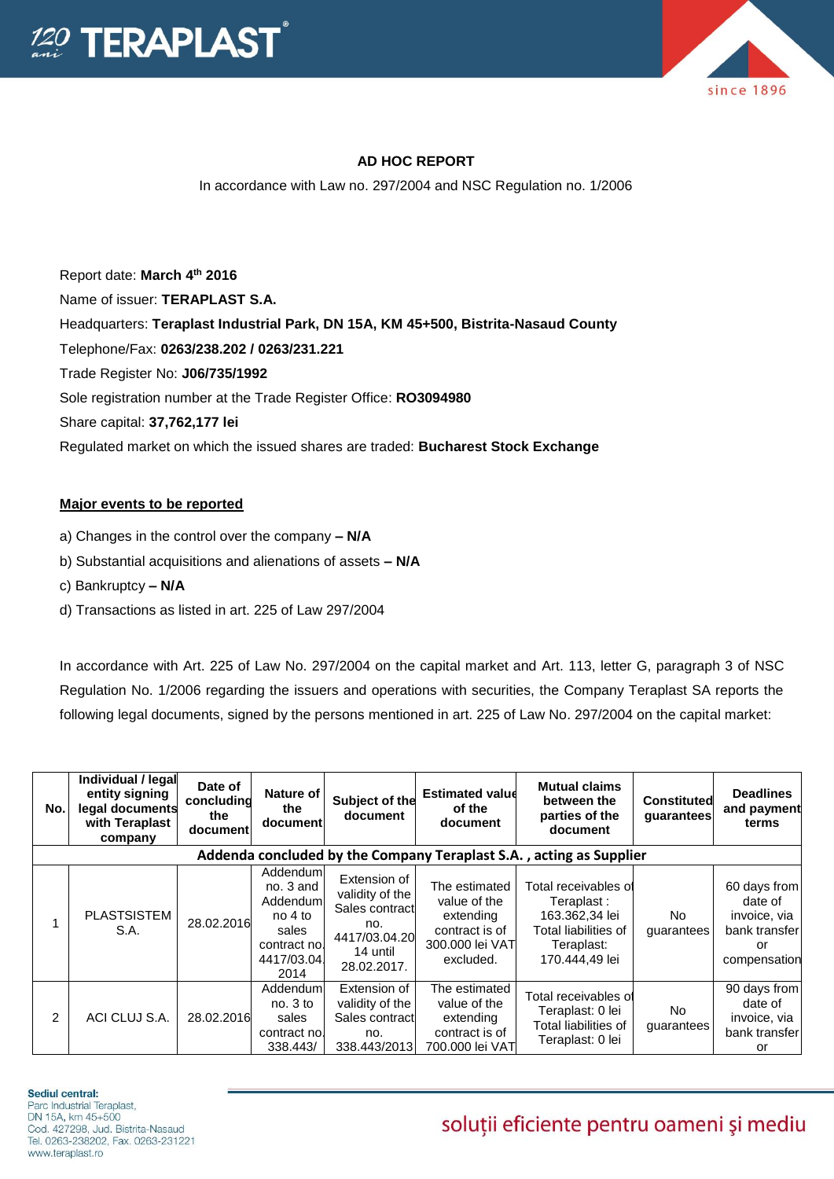**AD HOC REPORT**

In accordance with Law no. 297/2004 and NSC Regulation no. 1/2006

Report date: **March 4th 2016**

Name of issuer: **TERAPLAST S.A.**

Headquarters: **Teraplast Industrial Park, DN 15A, KM 45+500, Bistrita-Nasaud County**

Telephone/Fax: **0263/238.202 / 0263/231.221**

Trade Register No: **J06/735/1992**

Sole registration number at the Trade Register Office: **RO3094980**

Share capital: **37,762,177 lei**

Regulated market on which the issued shares are traded: **Bucharest Stock Exchange**

**Major events to be reported**

a) Changes in the control over the company **– N/A**

b) Substantial acquisitions and alienations of assets **– N/A**

c) Bankruptcy **– N/A**

d) Transactions as listed in art. 225 of Law 297/2004

In accordance with Art. 225 of Law No. 297/2004 on the capital market and Art. 113, letter G, paragraph 3 of NSC Regulation No. 1/2006 regarding the issuers and operations with securities, the Company Teraplast SA reports the following legal documents, signed by the persons mentioned in art. 225 of Law No. 297/2004 on the capital market:

| No. | Individual / legal entity signing legal documents with Teraplast company | Date of concluding the document | Nature of the document | Subject of the document | Estimated value of the document | Mutual claims between the parties of the document | Constituted guarantees | Deadlines and payment terms |
|---|---|---|---|---|---|---|---|---|
| **Addenda concluded by the Company Teraplast S.A. , acting as Supplier** | | | | | | | | |
| 1 | PLASTSISTEM S.A. | 28.02.2016 | Addendum no. 3 and Addendum no 4 to sales contract no. 4417/03.04.2014 | Extension of validity of the Sales contract no. 4417/03.04.2014 until 28.02.2017. | The estimated value of the extending contract is of 300.000 lei VAT excluded. | Total receivables of Teraplast : 163.362,34 lei Total liabilities of Teraplast: 170.444,49 lei | No guarantees | 60 days from date of invoice, via bank transfer or compensation |
| 2 | ACI CLUJ S.A. | 28.02.2016 | Addendum no. 3 to sales contract no. 338.443/ | Extension of validity of the Sales contract no. 338.443/2013 | The estimated value of the extending contract is of 700.000 lei VAT | Total receivables of Teraplast: 0 lei Total liabilities of Teraplast: 0 lei | No guarantees | 90 days from date of invoice, via bank transfer or |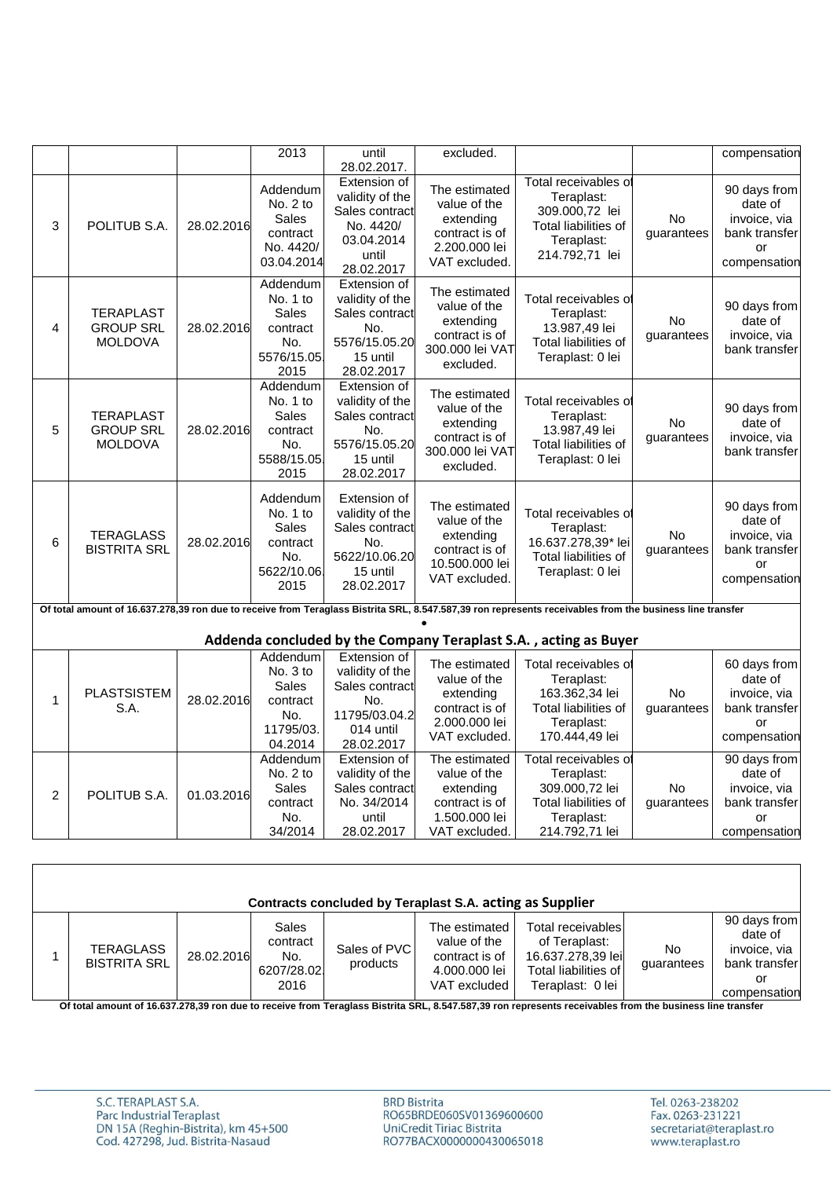| | | | 2013 | until 28.02.2017. | excluded. | | | compensation |
|---|---|---|---|---|---|---|---|---|
| 3 | POLITUB S.A. | 28.02.2016 | Addendum No. 2 to Sales contract No. 4420/ 03.04.2014 | Extension of validity of the Sales contract No. 4420/ 03.04.2014 until 28.02.2017 | The estimated value of the extending contract is of 2.200.000 lei VAT excluded. | Total receivables of Teraplast: 309.000,72 lei Total liabilities of Teraplast: 214.792,71 lei | No guarantees | 90 days from date of invoice, via bank transfer or compensation |
| 4 | TERAPLAST GROUP SRL MOLDOVA | 28.02.2016 | Addendum No. 1 to Sales contract No. 5576/15.05.2015 | Extension of validity of the Sales contract No. 5576/15.05.2015 until 28.02.2017 | The estimated value of the extending contract is of 300.000 lei VAT excluded. | Total receivables of Teraplast: 13.987,49 lei Total liabilities of Teraplast: 0 lei | No guarantees | 90 days from date of invoice, via bank transfer |
| 5 | TERAPLAST GROUP SRL MOLDOVA | 28.02.2016 | Addendum No. 1 to Sales contract No. 5588/15.05.2015 | Extension of validity of the Sales contract No. 5576/15.05.2015 until 28.02.2017 | The estimated value of the extending contract is of 300.000 lei VAT excluded. | Total receivables of Teraplast: 13.987,49 lei Total liabilities of Teraplast: 0 lei | No guarantees | 90 days from date of invoice, via bank transfer |
| 6 | TERAGLASS BISTRITA SRL | 28.02.2016 | Addendum No. 1 to Sales contract No. 5622/10.06.2015 | Extension of validity of the Sales contract No. 5622/10.06.2015 until 28.02.2017 | The estimated value of the extending contract is of 10.500.000 lei VAT excluded. | Total receivables of Teraplast: 16.637.278,39* lei Total liabilities of Teraplast: 0 lei | No guarantees | 90 days from date of invoice, via bank transfer or compensation |

**Of total amount of 16.637.278,39 ron due to receive from Teraglass Bistrita SRL, 8.547.587,39 ron represents receivables from the business line transfer**

## Addenda concluded by the Company Teraplast S.A. , acting as Buyer

| | | | | | | | | |
|---|---|---|---|---|---|---|---|---|
| 1 | PLASTSISTEM S.A. | 28.02.2016 | Addendum No. 3 to Sales contract No. 11795/03.04.2014 | Extension of validity of the Sales contract No. 11795/03.04.2014 until 28.02.2017 | The estimated value of the extending contract is of 2.000.000 lei VAT excluded. | Total receivables of Teraplast: 163.362,34 lei Total liabilities of Teraplast: 170.444,49 lei | No guarantees | 60 days from date of invoice, via bank transfer or compensation |
| 2 | POLITUB S.A. | 01.03.2016 | Addendum No. 2 to Sales contract No. 34/2014 | Extension of validity of the Sales contract No. 34/2014 until 28.02.2017 | The estimated value of the extending contract is of 1.500.000 lei VAT excluded. | Total receivables of Teraplast: 309.000,72 lei Total liabilities of Teraplast: 214.792,71 lei | No guarantees | 90 days from date of invoice, via bank transfer or compensation |

## Contracts concluded by Teraplast S.A. acting as Supplier

| | | | | | | | | |
|---|---|---|---|---|---|---|---|---|
| 1 | TERAGLASS BISTRITA SRL | 28.02.2016 | Sales contract No. 6207/28.02.2016 | Sales of PVC products | The estimated value of the contract is of 4.000.000 lei VAT excluded | Total receivables of Teraplast: 16.637.278,39 lei Total liabilities of Teraplast: 0 lei | No guarantees | 90 days from date of invoice, via bank transfer or compensation |

**Of total amount of 16.637.278,39 ron due to receive from Teraglass Bistrita SRL, 8.547.587,39 ron represents receivables from the business line transfer**

S.C. TERAPLAST S.A.
Parc Industrial Teraplast
DN 15A (Reghin-Bistrita), km 45+500
Cod. 427298, Jud. Bistrita-Nasaud

BRD Bistrita
RO65BRDE060SV01369600600
UniCredit Tiriac Bistrita
RO77BACX0000000430065018

Tel. 0263-238202
Fax. 0263-231221
secretariat@teraplast.ro
www.teraplast.ro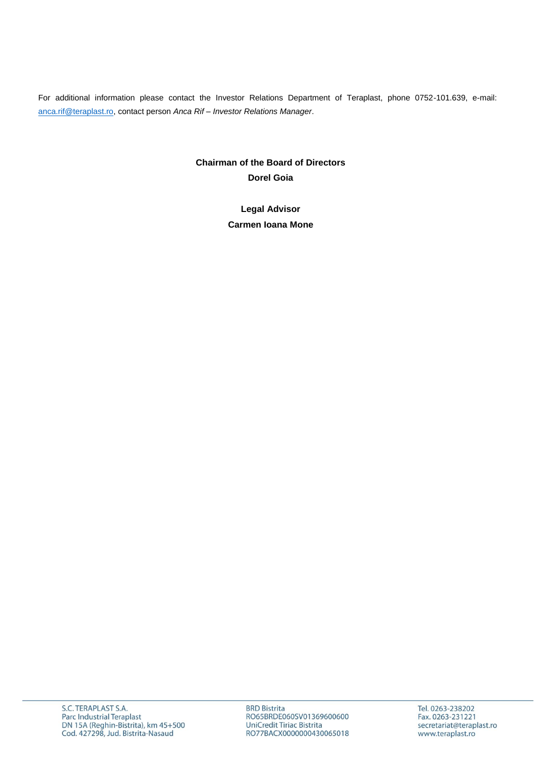For additional information please contact the Investor Relations Department of Teraplast, phone 0752-101.639, e-mail: anca.rif@teraplast.ro, contact person *Anca Rif – Investor Relations Manager*.

**Chairman of the Board of Directors**
**Dorel Goia**

**Legal Advisor**
**Carmen Ioana Mone**